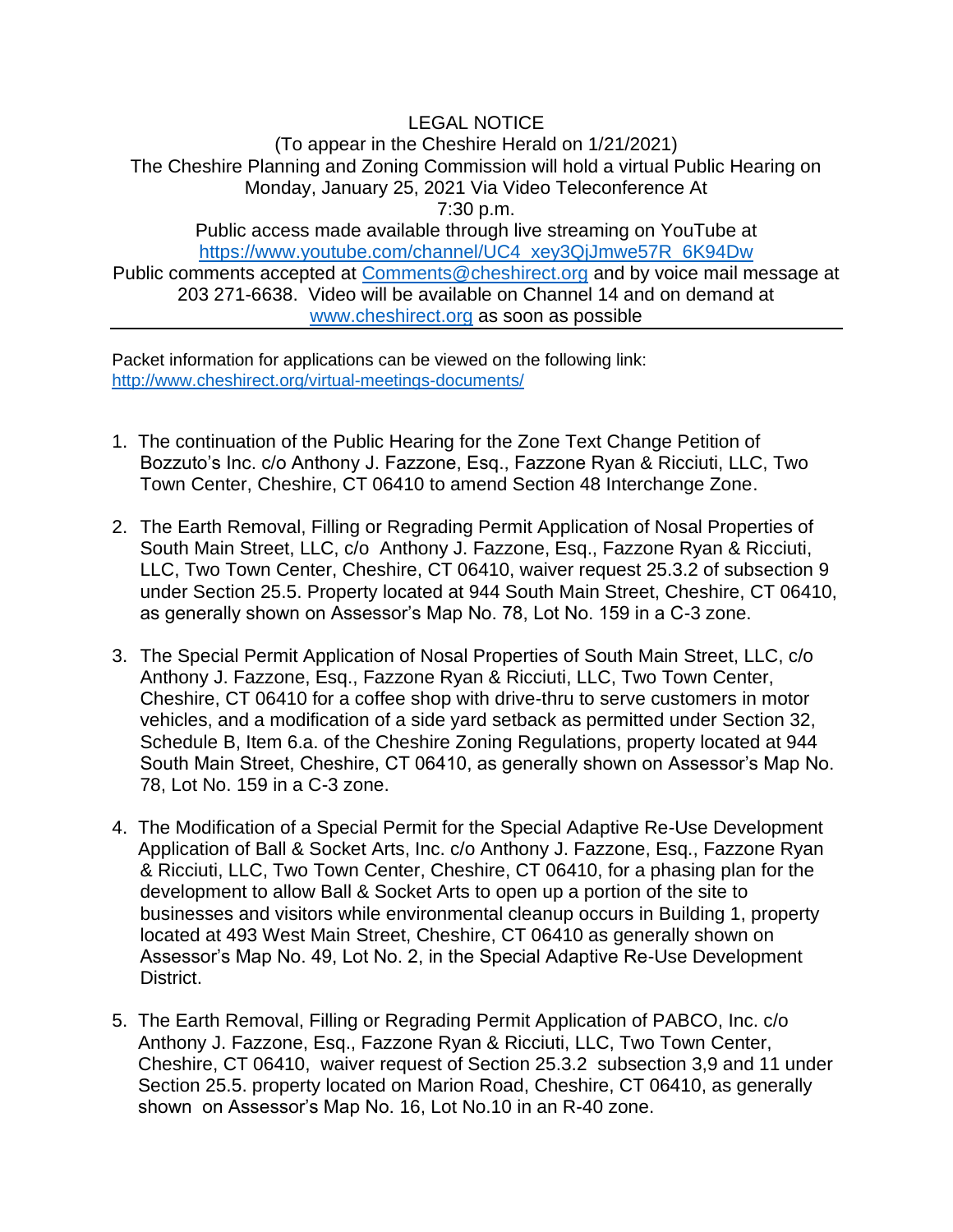LEGAL NOTICE

(To appear in the Cheshire Herald on 1/21/2021)

The Cheshire Planning and Zoning Commission will hold a virtual Public Hearing on Monday, January 25, 2021 Via Video Teleconference At 7:30 p.m.

Public access made available through live streaming on YouTube at https://www.youtube.com/channel/UC4_xey3QjJmwe57R_6K94Dw

Public comments accepted at Comments@cheshirect.org and by voice mail message at 203 271-6638. Video will be available on Channel 14 and on demand at www.cheshirect.org as soon as possible

---

Packet information for applications can be viewed on the following link: http://www.cheshirect.org/virtual-meetings-documents/

1. The continuation of the Public Hearing for the Zone Text Change Petition of Bozzuto's Inc. c/o Anthony J. Fazzone, Esq., Fazzone Ryan & Ricciuti, LLC, Two Town Center, Cheshire, CT 06410 to amend Section 48 Interchange Zone.

2. The Earth Removal, Filling or Regrading Permit Application of Nosal Properties of South Main Street, LLC, c/o Anthony J. Fazzone, Esq., Fazzone Ryan & Ricciuti, LLC, Two Town Center, Cheshire, CT 06410, waiver request 25.3.2 of subsection 9 under Section 25.5. Property located at 944 South Main Street, Cheshire, CT 06410, as generally shown on Assessor's Map No. 78, Lot No. 159 in a C-3 zone.

3. The Special Permit Application of Nosal Properties of South Main Street, LLC, c/o Anthony J. Fazzone, Esq., Fazzone Ryan & Ricciuti, LLC, Two Town Center, Cheshire, CT 06410 for a coffee shop with drive-thru to serve customers in motor vehicles, and a modification of a side yard setback as permitted under Section 32, Schedule B, Item 6.a. of the Cheshire Zoning Regulations, property located at 944 South Main Street, Cheshire, CT 06410, as generally shown on Assessor's Map No. 78, Lot No. 159 in a C-3 zone.

4. The Modification of a Special Permit for the Special Adaptive Re-Use Development Application of Ball & Socket Arts, Inc. c/o Anthony J. Fazzone, Esq., Fazzone Ryan & Ricciuti, LLC, Two Town Center, Cheshire, CT 06410, for a phasing plan for the development to allow Ball & Socket Arts to open up a portion of the site to businesses and visitors while environmental cleanup occurs in Building 1, property located at 493 West Main Street, Cheshire, CT 06410 as generally shown on Assessor's Map No. 49, Lot No. 2, in the Special Adaptive Re-Use Development District.

5. The Earth Removal, Filling or Regrading Permit Application of PABCO, Inc. c/o Anthony J. Fazzone, Esq., Fazzone Ryan & Ricciuti, LLC, Two Town Center, Cheshire, CT 06410, waiver request of Section 25.3.2 subsection 3,9 and 11 under Section 25.5. property located on Marion Road, Cheshire, CT 06410, as generally shown on Assessor's Map No. 16, Lot No.10 in an R-40 zone.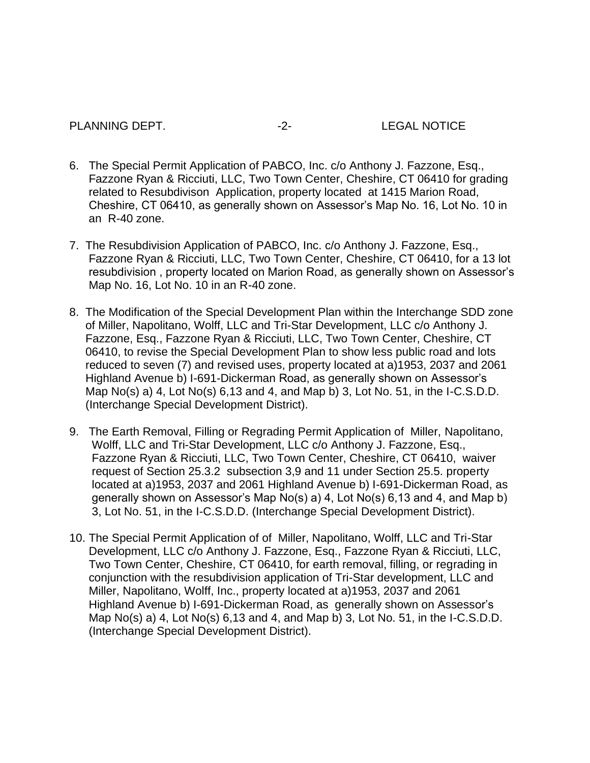6. The Special Permit Application of PABCO, Inc. c/o Anthony J. Fazzone, Esq., Fazzone Ryan & Ricciuti, LLC, Two Town Center, Cheshire, CT 06410 for grading related to Resubdivison Application, property located at 1415 Marion Road, Cheshire, CT 06410, as generally shown on Assessor's Map No. 16, Lot No. 10 in an R-40 zone.

7. The Resubdivision Application of PABCO, Inc. c/o Anthony J. Fazzone, Esq., Fazzone Ryan & Ricciuti, LLC, Two Town Center, Cheshire, CT 06410, for a 13 lot resubdivision , property located on Marion Road, as generally shown on Assessor's Map No. 16, Lot No. 10 in an R-40 zone.

8. The Modification of the Special Development Plan within the Interchange SDD zone of Miller, Napolitano, Wolff, LLC and Tri-Star Development, LLC c/o Anthony J. Fazzone, Esq., Fazzone Ryan & Ricciuti, LLC, Two Town Center, Cheshire, CT 06410, to revise the Special Development Plan to show less public road and lots reduced to seven (7) and revised uses, property located at a)1953, 2037 and 2061 Highland Avenue b) I-691-Dickerman Road, as generally shown on Assessor's Map No(s) a) 4, Lot No(s) 6,13 and 4, and Map b) 3, Lot No. 51, in the I-C.S.D.D. (Interchange Special Development District).

9. The Earth Removal, Filling or Regrading Permit Application of Miller, Napolitano, Wolff, LLC and Tri-Star Development, LLC c/o Anthony J. Fazzone, Esq., Fazzone Ryan & Ricciuti, LLC, Two Town Center, Cheshire, CT 06410, waiver request of Section 25.3.2 subsection 3,9 and 11 under Section 25.5. property located at a)1953, 2037 and 2061 Highland Avenue b) I-691-Dickerman Road, as generally shown on Assessor's Map No(s) a) 4, Lot No(s) 6,13 and 4, and Map b) 3, Lot No. 51, in the I-C.S.D.D. (Interchange Special Development District).

10. The Special Permit Application of of Miller, Napolitano, Wolff, LLC and Tri-Star Development, LLC c/o Anthony J. Fazzone, Esq., Fazzone Ryan & Ricciuti, LLC, Two Town Center, Cheshire, CT 06410, for earth removal, filling, or regrading in conjunction with the resubdivision application of Tri-Star development, LLC and Miller, Napolitano, Wolff, Inc., property located at a)1953, 2037 and 2061 Highland Avenue b) I-691-Dickerman Road, as generally shown on Assessor's Map No(s) a) 4, Lot No(s) 6,13 and 4, and Map b) 3, Lot No. 51, in the I-C.S.D.D. (Interchange Special Development District).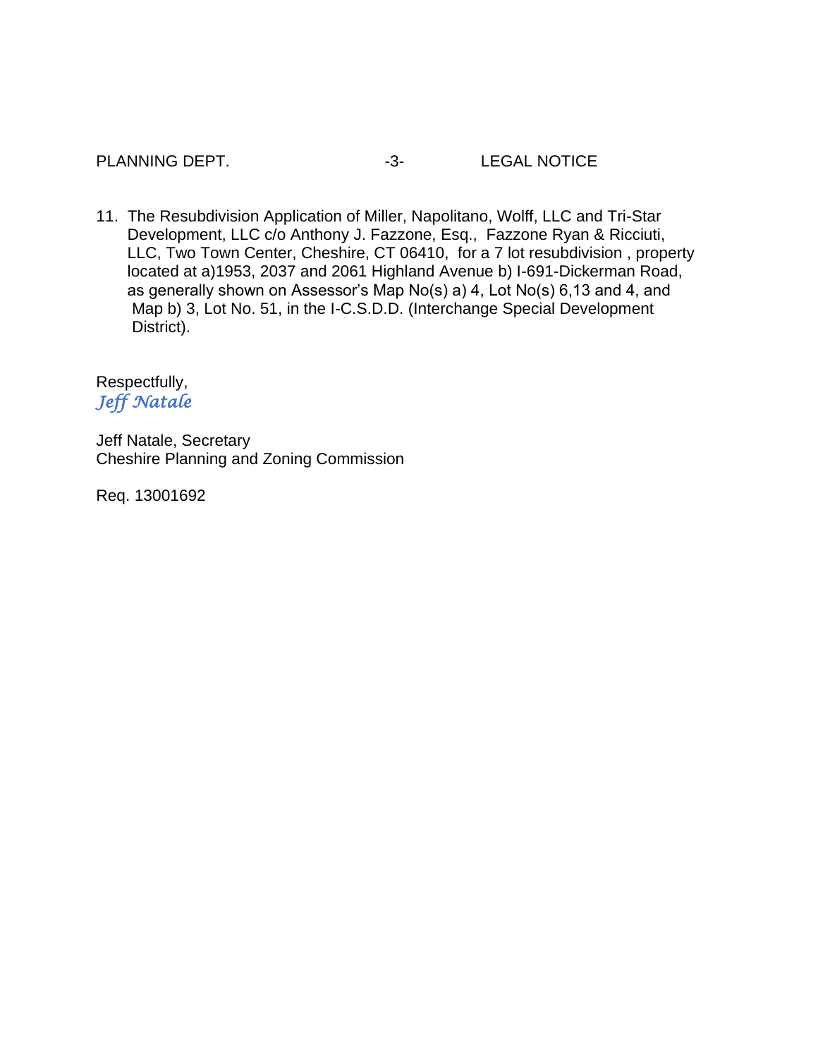11. The Resubdivision Application of Miller, Napolitano, Wolff, LLC and Tri-Star Development, LLC c/o Anthony J. Fazzone, Esq., Fazzone Ryan & Ricciuti, LLC, Two Town Center, Cheshire, CT 06410, for a 7 lot resubdivision , property located at a)1953, 2037 and 2061 Highland Avenue b) I-691-Dickerman Road, as generally shown on Assessor's Map No(s) a) 4, Lot No(s) 6,13 and 4, and Map b) 3, Lot No. 51, in the I-C.S.D.D. (Interchange Special Development District).

Respectfully,
*Jeff Natale*

Jeff Natale, Secretary
Cheshire Planning and Zoning Commission

Req. 13001692